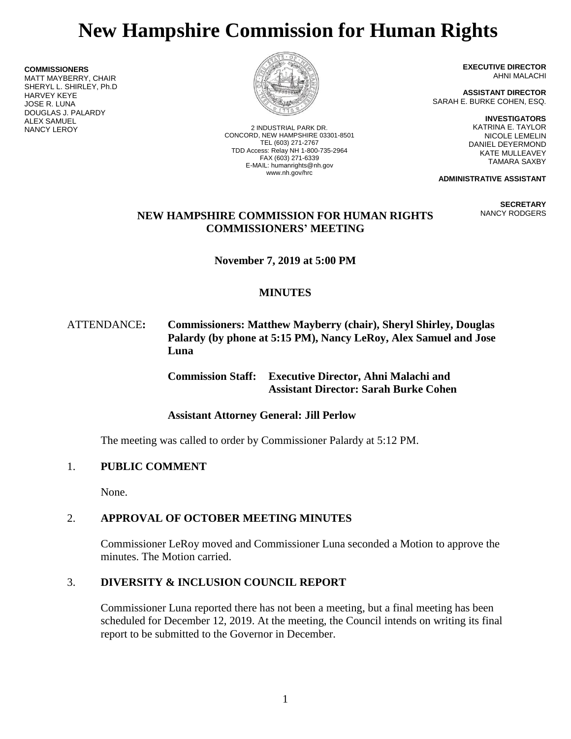# New Hampshire Commission for Human Rights

**COMMISSIONERS**
MATT MAYBERRY, CHAIR
SHERYL L. SHIRLEY, Ph.D
HARVEY KEYE
JOSE R. LUNA
DOUGLAS J. PALARDY
ALEX SAMUEL
NANCY LEROY

2 INDUSTRIAL PARK DR.
CONCORD, NEW HAMPSHIRE 03301-8501
TEL (603) 271-2767
TDD Access: Relay NH 1-800-735-2964
FAX (603) 271-6339
E-MAIL: humanrights@nh.gov
www.nh.gov/hrc

**EXECUTIVE DIRECTOR**
AHNI MALACHI

**ASSISTANT DIRECTOR**
SARAH E. BURKE COHEN, ESQ.

**INVESTIGATORS**
KATRINA E. TAYLOR
NICOLE LEMELIN
DANIEL DEYERMOND
KATE MULLEAVEY
TAMARA SAXBY

**ADMINISTRATIVE ASSISTANT**

**SECRETARY**
NANCY RODGERS

**NEW HAMPSHIRE COMMISSION FOR HUMAN RIGHTS**
**COMMISSIONERS' MEETING**

**November 7, 2019 at 5:00 PM**

**MINUTES**

ATTENDANCE: **Commissioners: Matthew Mayberry (chair), Sheryl Shirley, Douglas Palardy (by phone at 5:15 PM), Nancy LeRoy, Alex Samuel and Jose Luna**

**Commission Staff: Executive Director, Ahni Malachi and Assistant Director: Sarah Burke Cohen**

**Assistant Attorney General: Jill Perlow**

The meeting was called to order by Commissioner Palardy at 5:12 PM.

1. **PUBLIC COMMENT**

   None.

2. **APPROVAL OF OCTOBER MEETING MINUTES**

   Commissioner LeRoy moved and Commissioner Luna seconded a Motion to approve the minutes. The Motion carried.

3. **DIVERSITY & INCLUSION COUNCIL REPORT**

   Commissioner Luna reported there has not been a meeting, but a final meeting has been scheduled for December 12, 2019. At the meeting, the Council intends on writing its final report to be submitted to the Governor in December.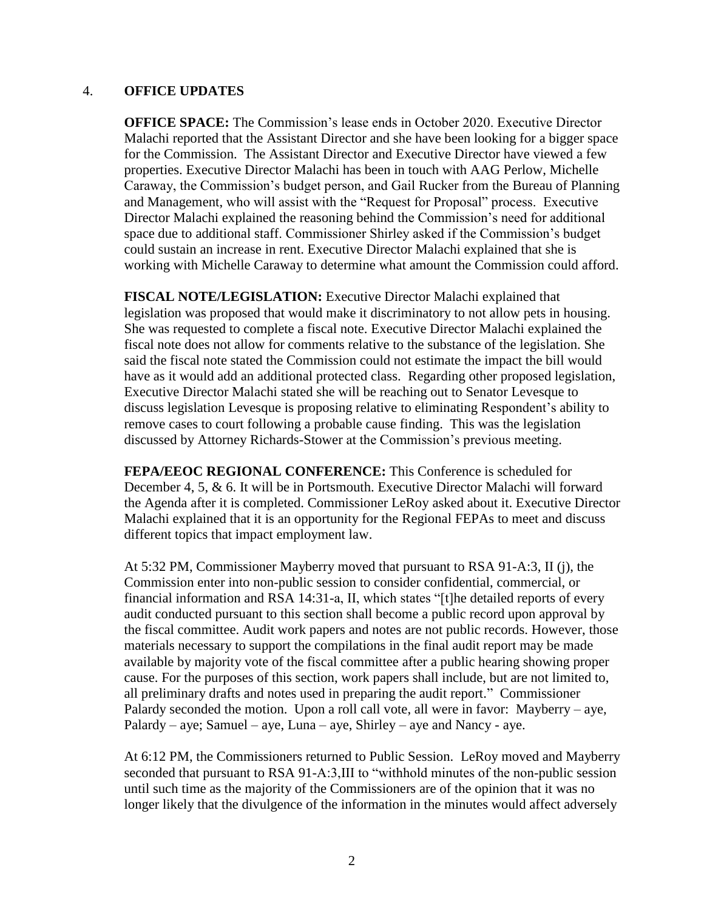4. **OFFICE UPDATES**

**OFFICE SPACE:** The Commission's lease ends in October 2020. Executive Director Malachi reported that the Assistant Director and she have been looking for a bigger space for the Commission. The Assistant Director and Executive Director have viewed a few properties. Executive Director Malachi has been in touch with AAG Perlow, Michelle Caraway, the Commission's budget person, and Gail Rucker from the Bureau of Planning and Management, who will assist with the "Request for Proposal" process. Executive Director Malachi explained the reasoning behind the Commission's need for additional space due to additional staff. Commissioner Shirley asked if the Commission's budget could sustain an increase in rent. Executive Director Malachi explained that she is working with Michelle Caraway to determine what amount the Commission could afford.

**FISCAL NOTE/LEGISLATION:** Executive Director Malachi explained that legislation was proposed that would make it discriminatory to not allow pets in housing. She was requested to complete a fiscal note. Executive Director Malachi explained the fiscal note does not allow for comments relative to the substance of the legislation. She said the fiscal note stated the Commission could not estimate the impact the bill would have as it would add an additional protected class. Regarding other proposed legislation, Executive Director Malachi stated she will be reaching out to Senator Levesque to discuss legislation Levesque is proposing relative to eliminating Respondent's ability to remove cases to court following a probable cause finding. This was the legislation discussed by Attorney Richards-Stower at the Commission's previous meeting.

**FEPA/EEOC REGIONAL CONFERENCE:** This Conference is scheduled for December 4, 5, & 6. It will be in Portsmouth. Executive Director Malachi will forward the Agenda after it is completed. Commissioner LeRoy asked about it. Executive Director Malachi explained that it is an opportunity for the Regional FEPAs to meet and discuss different topics that impact employment law.

At 5:32 PM, Commissioner Mayberry moved that pursuant to RSA 91-A:3, II (j), the Commission enter into non-public session to consider confidential, commercial, or financial information and RSA 14:31-a, II, which states "[t]he detailed reports of every audit conducted pursuant to this section shall become a public record upon approval by the fiscal committee. Audit work papers and notes are not public records. However, those materials necessary to support the compilations in the final audit report may be made available by majority vote of the fiscal committee after a public hearing showing proper cause. For the purposes of this section, work papers shall include, but are not limited to, all preliminary drafts and notes used in preparing the audit report." Commissioner Palardy seconded the motion. Upon a roll call vote, all were in favor: Mayberry – aye, Palardy – aye; Samuel – aye, Luna – aye, Shirley – aye and Nancy - aye.

At 6:12 PM, the Commissioners returned to Public Session. LeRoy moved and Mayberry seconded that pursuant to RSA 91-A:3,III to "withhold minutes of the non-public session until such time as the majority of the Commissioners are of the opinion that it was no longer likely that the divulgence of the information in the minutes would affect adversely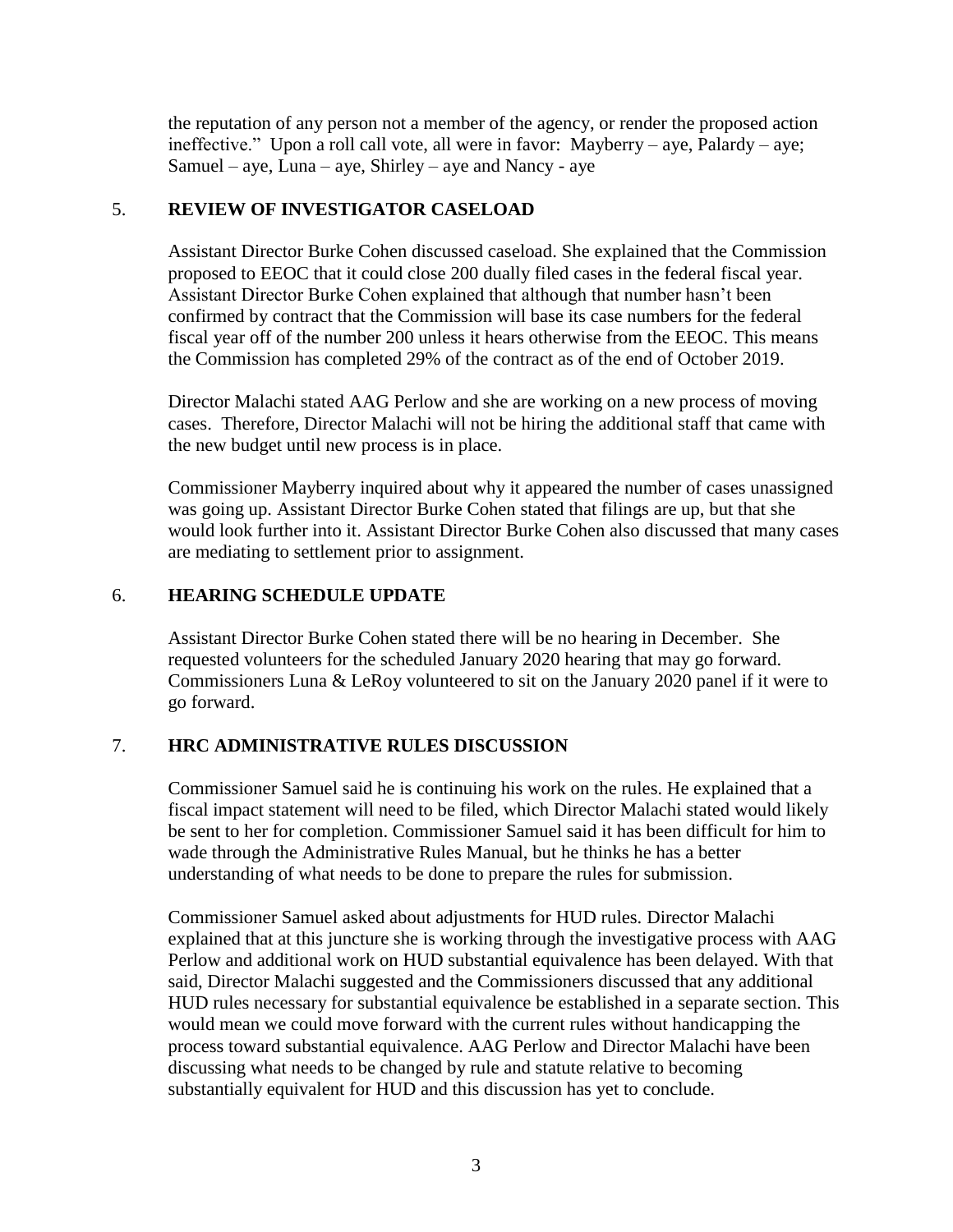the reputation of any person not a member of the agency, or render the proposed action ineffective." Upon a roll call vote, all were in favor: Mayberry – aye, Palardy – aye; Samuel – aye, Luna – aye, Shirley – aye and Nancy - aye

## 5. REVIEW OF INVESTIGATOR CASELOAD

Assistant Director Burke Cohen discussed caseload. She explained that the Commission proposed to EEOC that it could close 200 dually filed cases in the federal fiscal year. Assistant Director Burke Cohen explained that although that number hasn't been confirmed by contract that the Commission will base its case numbers for the federal fiscal year off of the number 200 unless it hears otherwise from the EEOC. This means the Commission has completed 29% of the contract as of the end of October 2019.

Director Malachi stated AAG Perlow and she are working on a new process of moving cases. Therefore, Director Malachi will not be hiring the additional staff that came with the new budget until new process is in place.

Commissioner Mayberry inquired about why it appeared the number of cases unassigned was going up. Assistant Director Burke Cohen stated that filings are up, but that she would look further into it. Assistant Director Burke Cohen also discussed that many cases are mediating to settlement prior to assignment.

## 6. HEARING SCHEDULE UPDATE

Assistant Director Burke Cohen stated there will be no hearing in December. She requested volunteers for the scheduled January 2020 hearing that may go forward. Commissioners Luna & LeRoy volunteered to sit on the January 2020 panel if it were to go forward.

## 7. HRC ADMINISTRATIVE RULES DISCUSSION

Commissioner Samuel said he is continuing his work on the rules. He explained that a fiscal impact statement will need to be filed, which Director Malachi stated would likely be sent to her for completion. Commissioner Samuel said it has been difficult for him to wade through the Administrative Rules Manual, but he thinks he has a better understanding of what needs to be done to prepare the rules for submission.

Commissioner Samuel asked about adjustments for HUD rules. Director Malachi explained that at this juncture she is working through the investigative process with AAG Perlow and additional work on HUD substantial equivalence has been delayed. With that said, Director Malachi suggested and the Commissioners discussed that any additional HUD rules necessary for substantial equivalence be established in a separate section. This would mean we could move forward with the current rules without handicapping the process toward substantial equivalence. AAG Perlow and Director Malachi have been discussing what needs to be changed by rule and statute relative to becoming substantially equivalent for HUD and this discussion has yet to conclude.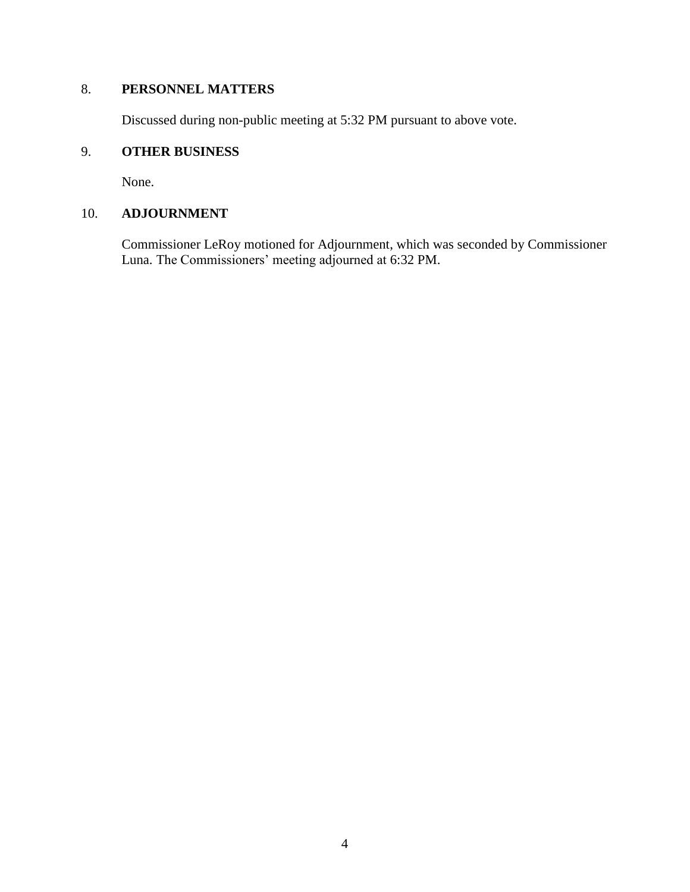## 8. PERSONNEL MATTERS

Discussed during non-public meeting at 5:32 PM pursuant to above vote.

## 9. OTHER BUSINESS

None.

## 10. ADJOURNMENT

Commissioner LeRoy motioned for Adjournment, which was seconded by Commissioner Luna. The Commissioners' meeting adjourned at 6:32 PM.